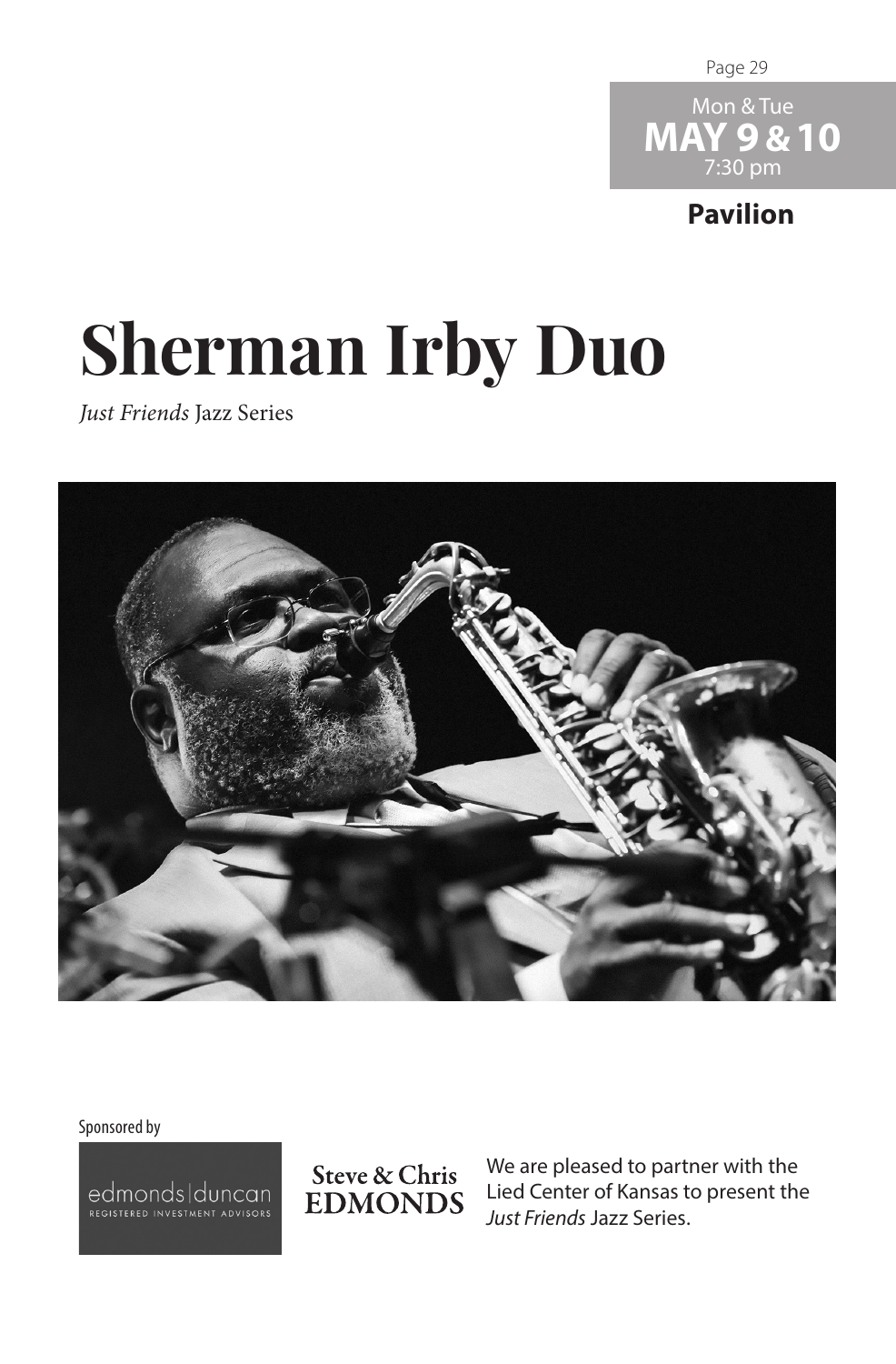Mon & Tue
**MAY 9 & 10**
7:30 pm

**Pavilion**

# Sherman Irby Duo

*Just Friends* Jazz Series

Sponsored by

edmonds|duncan
REGISTERED INVESTMENT ADVISORS

Steve & Chris
EDMONDS

We are pleased to partner with the Lied Center of Kansas to present the *Just Friends* Jazz Series.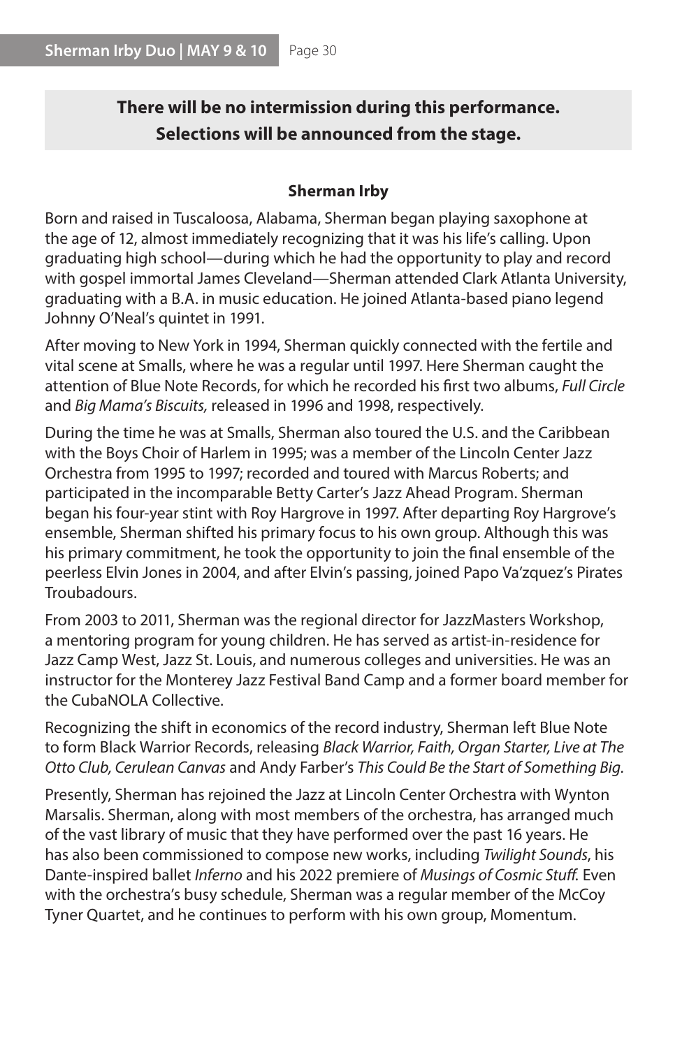**There will be no intermission during this performance. Selections will be announced from the stage.**

### Sherman Irby

Born and raised in Tuscaloosa, Alabama, Sherman began playing saxophone at the age of 12, almost immediately recognizing that it was his life's calling. Upon graduating high school—during which he had the opportunity to play and record with gospel immortal James Cleveland—Sherman attended Clark Atlanta University, graduating with a B.A. in music education. He joined Atlanta-based piano legend Johnny O'Neal's quintet in 1991.

After moving to New York in 1994, Sherman quickly connected with the fertile and vital scene at Smalls, where he was a regular until 1997. Here Sherman caught the attention of Blue Note Records, for which he recorded his first two albums, *Full Circle* and *Big Mama's Biscuits,* released in 1996 and 1998, respectively.

During the time he was at Smalls, Sherman also toured the U.S. and the Caribbean with the Boys Choir of Harlem in 1995; was a member of the Lincoln Center Jazz Orchestra from 1995 to 1997; recorded and toured with Marcus Roberts; and participated in the incomparable Betty Carter's Jazz Ahead Program. Sherman began his four-year stint with Roy Hargrove in 1997. After departing Roy Hargrove's ensemble, Sherman shifted his primary focus to his own group. Although this was his primary commitment, he took the opportunity to join the final ensemble of the peerless Elvin Jones in 2004, and after Elvin's passing, joined Papo Va'zquez's Pirates Troubadours.

From 2003 to 2011, Sherman was the regional director for JazzMasters Workshop, a mentoring program for young children. He has served as artist-in-residence for Jazz Camp West, Jazz St. Louis, and numerous colleges and universities. He was an instructor for the Monterey Jazz Festival Band Camp and a former board member for the CubaNOLA Collective.

Recognizing the shift in economics of the record industry, Sherman left Blue Note to form Black Warrior Records, releasing *Black Warrior, Faith, Organ Starter, Live at The Otto Club, Cerulean Canvas* and Andy Farber's *This Could Be the Start of Something Big.*

Presently, Sherman has rejoined the Jazz at Lincoln Center Orchestra with Wynton Marsalis. Sherman, along with most members of the orchestra, has arranged much of the vast library of music that they have performed over the past 16 years. He has also been commissioned to compose new works, including *Twilight Sounds*, his Dante-inspired ballet *Inferno* and his 2022 premiere of *Musings of Cosmic Stuff.* Even with the orchestra's busy schedule, Sherman was a regular member of the McCoy Tyner Quartet, and he continues to perform with his own group, Momentum.